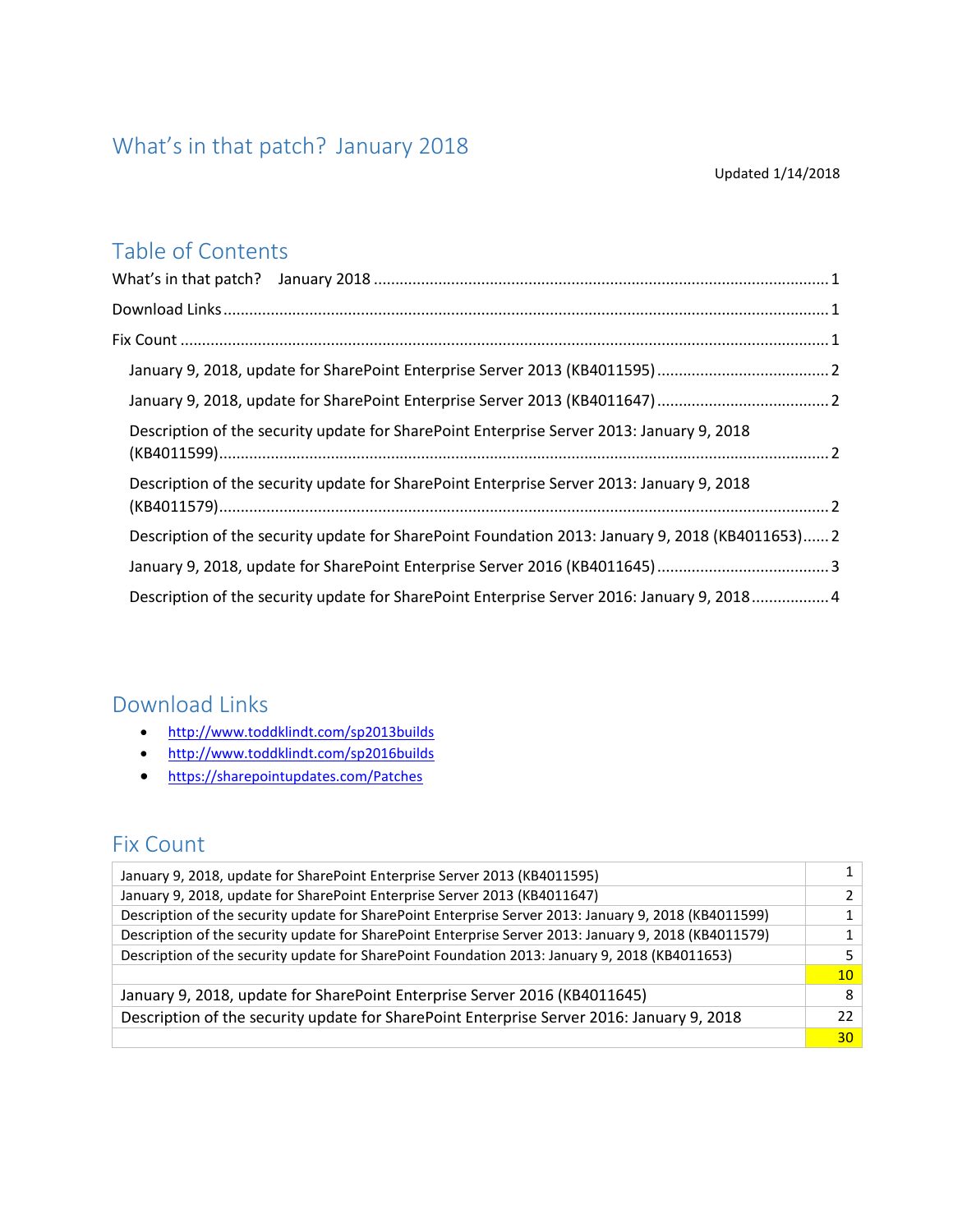# What's in that patch? January 2018

Updated 1/14/2018

## Table of Contents

What's in that patch? January 2018 .......... 1

Download Links .......... 1

Fix Count .......... 1

- January 9, 2018, update for SharePoint Enterprise Server 2013 (KB4011595) .......... 2
- January 9, 2018, update for SharePoint Enterprise Server 2013 (KB4011647) .......... 2
- Description of the security update for SharePoint Enterprise Server 2013: January 9, 2018 (KB4011599) .......... 2
- Description of the security update for SharePoint Enterprise Server 2013: January 9, 2018 (KB4011579) .......... 2
- Description of the security update for SharePoint Foundation 2013: January 9, 2018 (KB4011653) .......... 2
- January 9, 2018, update for SharePoint Enterprise Server 2016 (KB4011645) .......... 3
- Description of the security update for SharePoint Enterprise Server 2016: January 9, 2018 .......... 4

## Download Links

- http://www.toddklindt.com/sp2013builds
- http://www.toddklindt.com/sp2016builds
- https://sharepointupdates.com/Patches

## Fix Count

| | |
|---|---|
| January 9, 2018, update for SharePoint Enterprise Server 2013 (KB4011595) | 1 |
| January 9, 2018, update for SharePoint Enterprise Server 2013 (KB4011647) | 2 |
| Description of the security update for SharePoint Enterprise Server 2013: January 9, 2018 (KB4011599) | 1 |
| Description of the security update for SharePoint Enterprise Server 2013: January 9, 2018 (KB4011579) | 1 |
| Description of the security update for SharePoint Foundation 2013: January 9, 2018 (KB4011653) | 5 |
| | 10 |
| January 9, 2018, update for SharePoint Enterprise Server 2016 (KB4011645) | 8 |
| Description of the security update for SharePoint Enterprise Server 2016: January 9, 2018 | 22 |
| | 30 |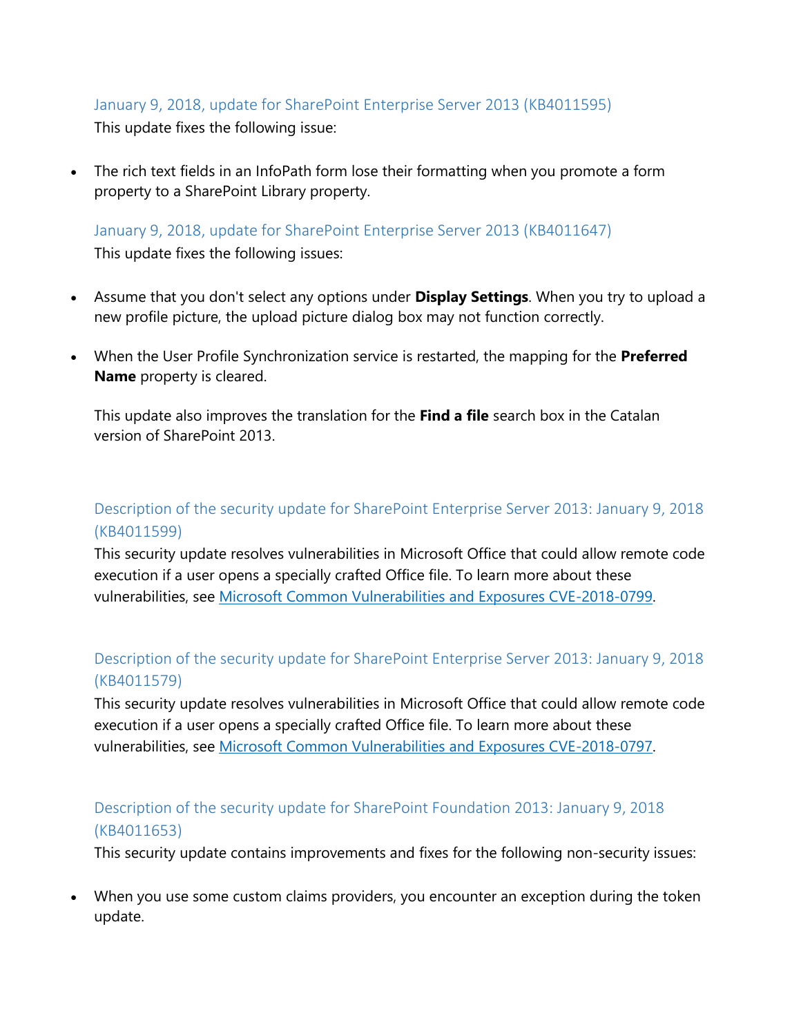### January 9, 2018, update for SharePoint Enterprise Server 2013 (KB4011595)

This update fixes the following issue:

- The rich text fields in an InfoPath form lose their formatting when you promote a form property to a SharePoint Library property.

### January 9, 2018, update for SharePoint Enterprise Server 2013 (KB4011647)

This update fixes the following issues:

- Assume that you don't select any options under **Display Settings**. When you try to upload a new profile picture, the upload picture dialog box may not function correctly.
- When the User Profile Synchronization service is restarted, the mapping for the **Preferred Name** property is cleared.

This update also improves the translation for the **Find a file** search box in the Catalan version of SharePoint 2013.

### Description of the security update for SharePoint Enterprise Server 2013: January 9, 2018 (KB4011599)

This security update resolves vulnerabilities in Microsoft Office that could allow remote code execution if a user opens a specially crafted Office file. To learn more about these vulnerabilities, see Microsoft Common Vulnerabilities and Exposures CVE-2018-0799.

### Description of the security update for SharePoint Enterprise Server 2013: January 9, 2018 (KB4011579)

This security update resolves vulnerabilities in Microsoft Office that could allow remote code execution if a user opens a specially crafted Office file. To learn more about these vulnerabilities, see Microsoft Common Vulnerabilities and Exposures CVE-2018-0797.

### Description of the security update for SharePoint Foundation 2013: January 9, 2018 (KB4011653)

This security update contains improvements and fixes for the following non-security issues:

- When you use some custom claims providers, you encounter an exception during the token update.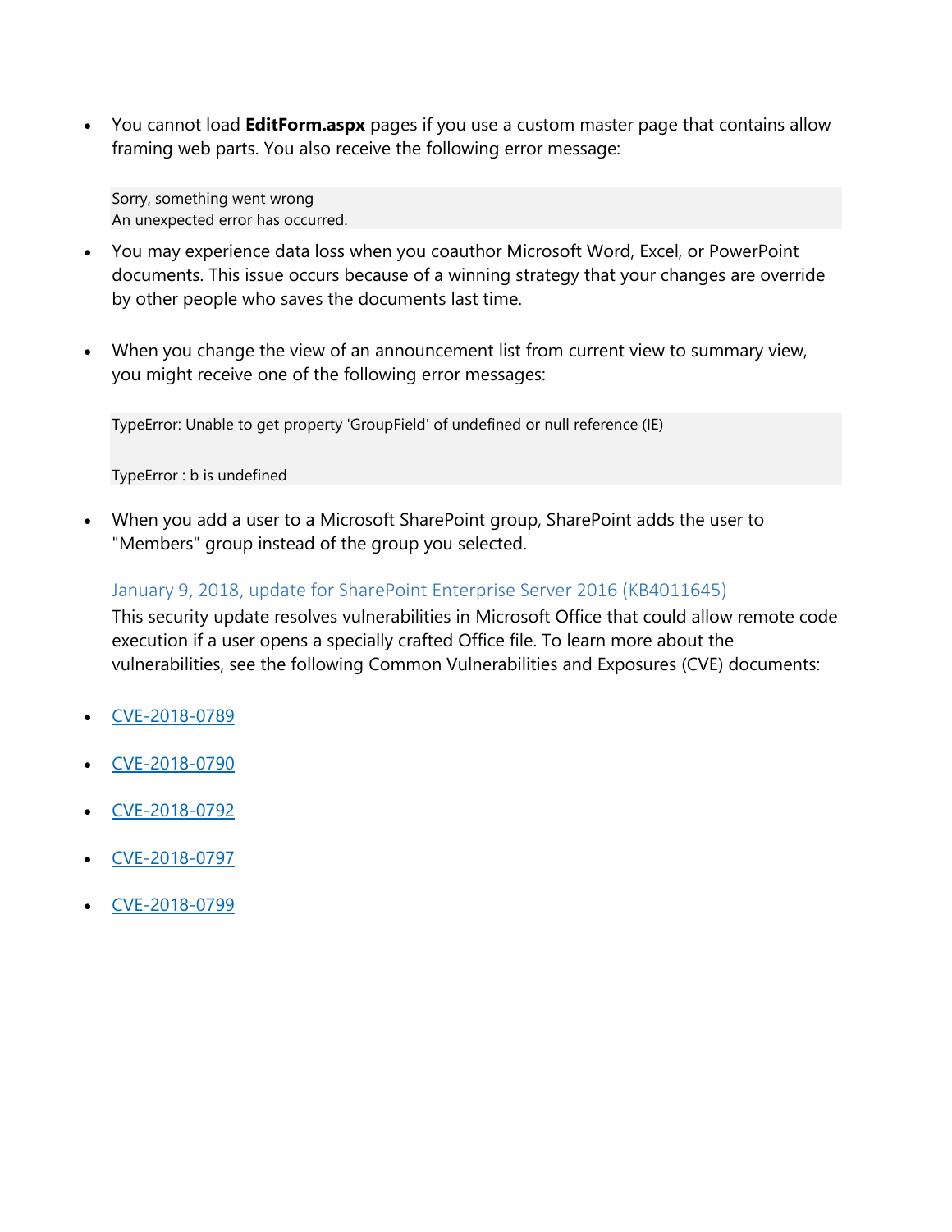- You cannot load **EditForm.aspx** pages if you use a custom master page that contains allow framing web parts. You also receive the following error message:

```
Sorry, something went wrong
An unexpected error has occurred.
```

- You may experience data loss when you coauthor Microsoft Word, Excel, or PowerPoint documents. This issue occurs because of a winning strategy that your changes are override by other people who saves the documents last time.

- When you change the view of an announcement list from current view to summary view, you might receive one of the following error messages:

```
TypeError: Unable to get property 'GroupField' of undefined or null reference (IE)

TypeError : b is undefined
```

- When you add a user to a Microsoft SharePoint group, SharePoint adds the user to "Members" group instead of the group you selected.

### January 9, 2018, update for SharePoint Enterprise Server 2016 (KB4011645)

This security update resolves vulnerabilities in Microsoft Office that could allow remote code execution if a user opens a specially crafted Office file. To learn more about the vulnerabilities, see the following Common Vulnerabilities and Exposures (CVE) documents:

- CVE-2018-0789
- CVE-2018-0790
- CVE-2018-0792
- CVE-2018-0797
- CVE-2018-0799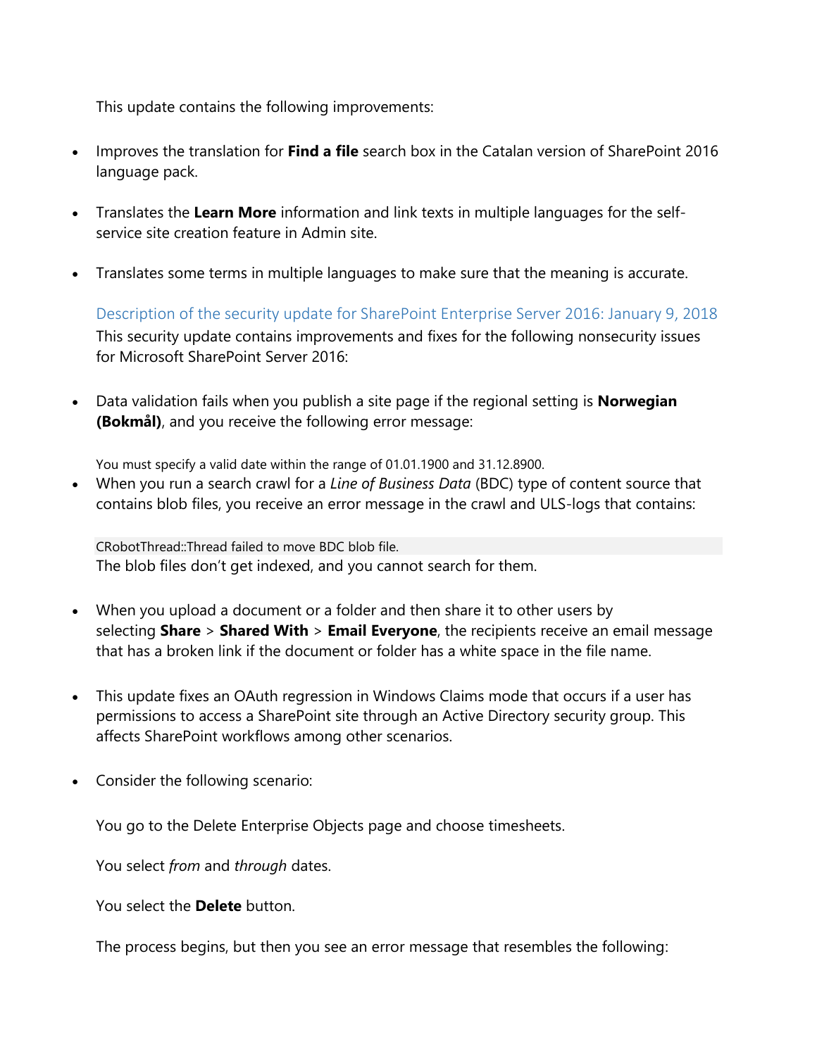This update contains the following improvements:

- Improves the translation for **Find a file** search box in the Catalan version of SharePoint 2016 language pack.
- Translates the **Learn More** information and link texts in multiple languages for the self-service site creation feature in Admin site.
- Translates some terms in multiple languages to make sure that the meaning is accurate.

Description of the security update for SharePoint Enterprise Server 2016: January 9, 2018

This security update contains improvements and fixes for the following nonsecurity issues for Microsoft SharePoint Server 2016:

- Data validation fails when you publish a site page if the regional setting is **Norwegian (Bokmål)**, and you receive the following error message:

  You must specify a valid date within the range of 01.01.1900 and 31.12.8900.
- When you run a search crawl for a *Line of Business Data* (BDC) type of content source that contains blob files, you receive an error message in the crawl and ULS-logs that contains:

  ```
  CRobotThread::Thread failed to move BDC blob file.
  ```

  The blob files don't get indexed, and you cannot search for them.
- When you upload a document or a folder and then share it to other users by selecting **Share** > **Shared With** > **Email Everyone**, the recipients receive an email message that has a broken link if the document or folder has a white space in the file name.
- This update fixes an OAuth regression in Windows Claims mode that occurs if a user has permissions to access a SharePoint site through an Active Directory security group. This affects SharePoint workflows among other scenarios.
- Consider the following scenario:

  You go to the Delete Enterprise Objects page and choose timesheets.

  You select *from* and *through* dates.

  You select the **Delete** button.

  The process begins, but then you see an error message that resembles the following: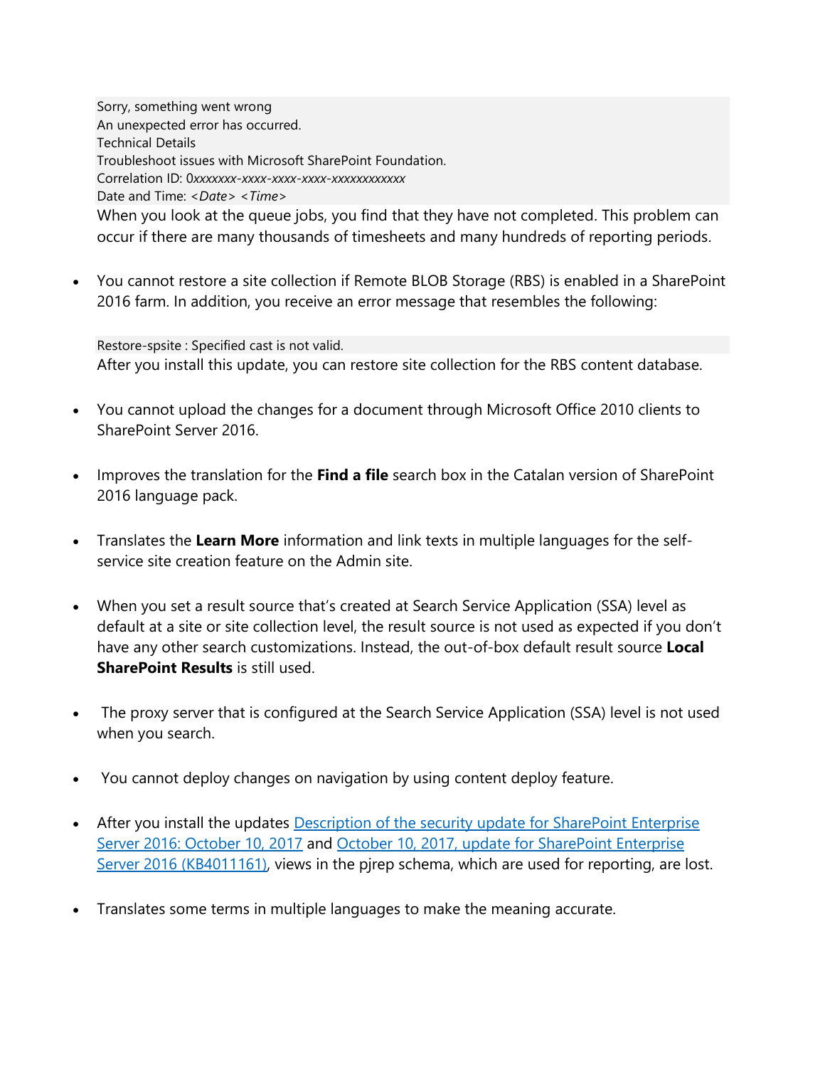```
Sorry, something went wrong
An unexpected error has occurred.
Technical Details
Troubleshoot issues with Microsoft SharePoint Foundation.
Correlation ID: 0xxxxxxx-xxxx-xxxx-xxxx-xxxxxxxxxxxx
Date and Time: <Date> <Time>
```

When you look at the queue jobs, you find that they have not completed. This problem can occur if there are many thousands of timesheets and many hundreds of reporting periods.

- You cannot restore a site collection if Remote BLOB Storage (RBS) is enabled in a SharePoint 2016 farm. In addition, you receive an error message that resembles the following:

```
Restore-spsite : Specified cast is not valid.
```

After you install this update, you can restore site collection for the RBS content database.

- You cannot upload the changes for a document through Microsoft Office 2010 clients to SharePoint Server 2016.

- Improves the translation for the **Find a file** search box in the Catalan version of SharePoint 2016 language pack.

- Translates the **Learn More** information and link texts in multiple languages for the self-service site creation feature on the Admin site.

- When you set a result source that's created at Search Service Application (SSA) level as default at a site or site collection level, the result source is not used as expected if you don't have any other search customizations. Instead, the out-of-box default result source **Local SharePoint Results** is still used.

- The proxy server that is configured at the Search Service Application (SSA) level is not used when you search.

- You cannot deploy changes on navigation by using content deploy feature.

- After you install the updates [Description of the security update for SharePoint Enterprise Server 2016: October 10, 2017]() and [October 10, 2017, update for SharePoint Enterprise Server 2016 (KB4011161)](), views in the pjrep schema, which are used for reporting, are lost.

- Translates some terms in multiple languages to make the meaning accurate.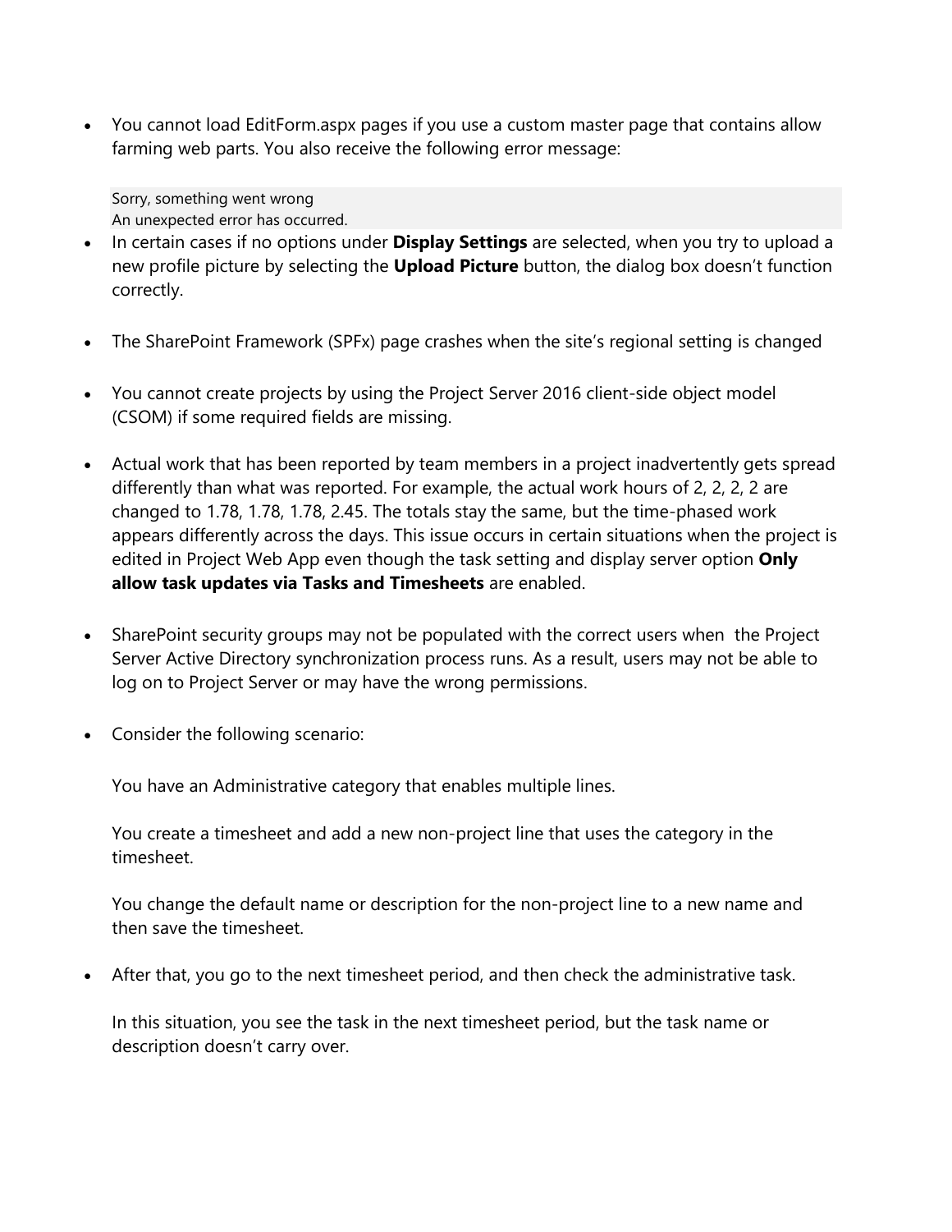- You cannot load EditForm.aspx pages if you use a custom master page that contains allow farming web parts. You also receive the following error message:

  ```
  Sorry, something went wrong
  An unexpected error has occurred.
  ```

- In certain cases if no options under **Display Settings** are selected, when you try to upload a new profile picture by selecting the **Upload Picture** button, the dialog box doesn't function correctly.

- The SharePoint Framework (SPFx) page crashes when the site's regional setting is changed

- You cannot create projects by using the Project Server 2016 client-side object model (CSOM) if some required fields are missing.

- Actual work that has been reported by team members in a project inadvertently gets spread differently than what was reported. For example, the actual work hours of 2, 2, 2, 2 are changed to 1.78, 1.78, 1.78, 2.45. The totals stay the same, but the time-phased work appears differently across the days. This issue occurs in certain situations when the project is edited in Project Web App even though the task setting and display server option **Only allow task updates via Tasks and Timesheets** are enabled.

- SharePoint security groups may not be populated with the correct users when the Project Server Active Directory synchronization process runs. As a result, users may not be able to log on to Project Server or may have the wrong permissions.

- Consider the following scenario:

  You have an Administrative category that enables multiple lines.

  You create a timesheet and add a new non-project line that uses the category in the timesheet.

  You change the default name or description for the non-project line to a new name and then save the timesheet.

- After that, you go to the next timesheet period, and then check the administrative task.

  In this situation, you see the task in the next timesheet period, but the task name or description doesn't carry over.